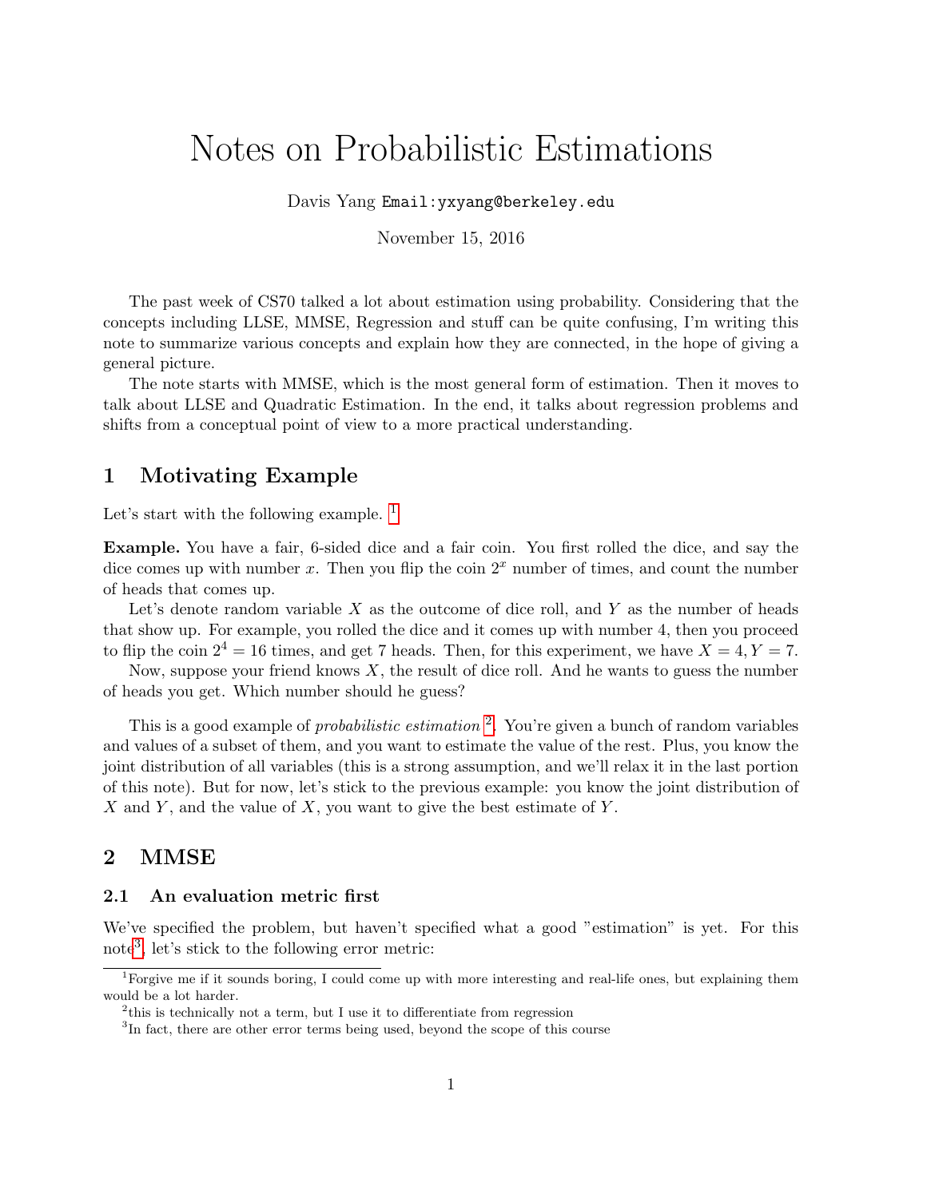# Notes on Probabilistic Estimations

Davis Yang `Email:yxyang@berkeley.edu`

November 15, 2016

The past week of CS70 talked a lot about estimation using probability. Considering that the concepts including LLSE, MMSE, Regression and stuff can be quite confusing, I'm writing this note to summarize various concepts and explain how they are connected, in the hope of giving a general picture.

The note starts with MMSE, which is the most general form of estimation. Then it moves to talk about LLSE and Quadratic Estimation. In the end, it talks about regression problems and shifts from a conceptual point of view to a more practical understanding.

## 1 Motivating Example

Let's start with the following example. [1]

**Example.** You have a fair, 6-sided dice and a fair coin. You first rolled the dice, and say the dice comes up with number $x$. Then you flip the coin $2^x$ number of times, and count the number of heads that comes up.

Let's denote random variable $X$ as the outcome of dice roll, and $Y$ as the number of heads that show up. For example, you rolled the dice and it comes up with number 4, then you proceed to flip the coin $2^4 = 16$ times, and get 7 heads. Then, for this experiment, we have $X = 4, Y = 7$.

Now, suppose your friend knows $X$, the result of dice roll. And he wants to guess the number of heads you get. Which number should he guess?

This is a good example of *probabilistic estimation* [2]. You're given a bunch of random variables and values of a subset of them, and you want to estimate the value of the rest. Plus, you know the joint distribution of all variables (this is a strong assumption, and we'll relax it in the last portion of this note). But for now, let's stick to the previous example: you know the joint distribution of $X$ and $Y$, and the value of $X$, you want to give the best estimate of $Y$.

## 2 MMSE

### 2.1 An evaluation metric first

We've specified the problem, but haven't specified what a good "estimation" is yet. For this note[3], let's stick to the following error metric:

---

[1] Forgive me if it sounds boring, I could come up with more interesting and real-life ones, but explaining them would be a lot harder.

[2] this is technically not a term, but I use it to differentiate from regression

[3] In fact, there are other error terms being used, beyond the scope of this course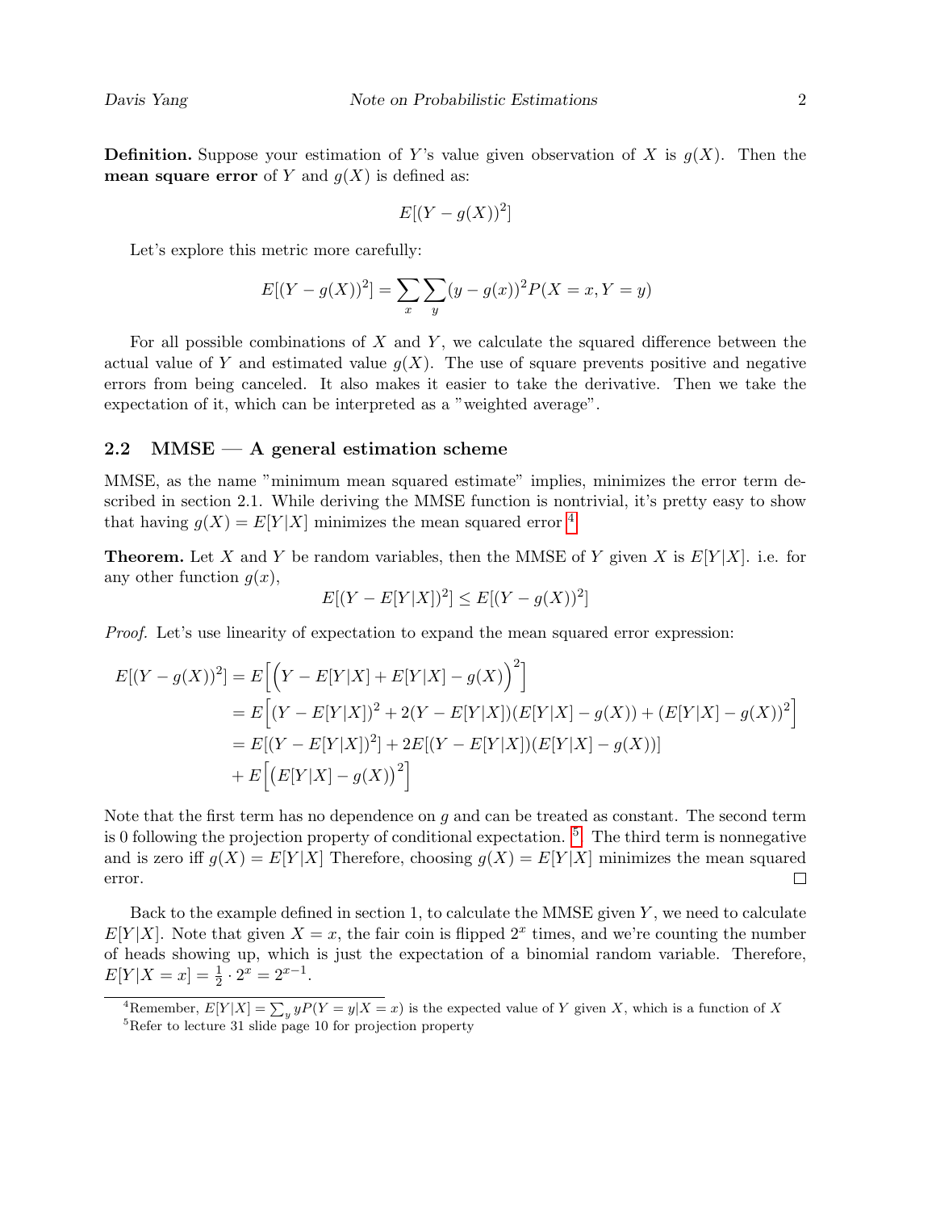**Definition.** Suppose your estimation of $Y$'s value given observation of $X$ is $g(X)$. Then the **mean square error** of $Y$ and $g(X)$ is defined as:

$$E[(Y - g(X))^2]$$

Let's explore this metric more carefully:

$$E[(Y - g(X))^2] = \sum_x \sum_y (y - g(x))^2 P(X = x, Y = y)$$

For all possible combinations of $X$ and $Y$, we calculate the squared difference between the actual value of $Y$ and estimated value $g(X)$. The use of square prevents positive and negative errors from being canceled. It also makes it easier to take the derivative. Then we take the expectation of it, which can be interpreted as a "weighted average".

### 2.2 MMSE — A general estimation scheme

MMSE, as the name "minimum mean squared estimate" implies, minimizes the error term described in section 2.1. While deriving the MMSE function is nontrivial, it's pretty easy to show that having $g(X) = E[Y|X]$ minimizes the mean squared error [4]

**Theorem.** Let $X$ and $Y$ be random variables, then the MMSE of $Y$ given $X$ is $E[Y|X]$. i.e. for any other function $g(x)$,

$$E[(Y - E[Y|X])^2] \leq E[(Y - g(X))^2]$$

*Proof.* Let's use linearity of expectation to expand the mean squared error expression:

$$\begin{aligned}
E[(Y - g(X))^2] &= E\Big[\Big(Y - E[Y|X] + E[Y|X] - g(X)\Big)^2\Big] \\
&= E\Big[(Y - E[Y|X])^2 + 2(Y - E[Y|X])(E[Y|X] - g(X)) + (E[Y|X] - g(X))^2\Big] \\
&= E[(Y - E[Y|X])^2] + 2E[(Y - E[Y|X])(E[Y|X] - g(X))] \\
&+ E\Big[\big(E[Y|X] - g(X)\big)^2\Big]
\end{aligned}$$

Note that the first term has no dependence on $g$ and can be treated as constant. The second term is 0 following the projection property of conditional expectation. [5] The third term is nonnegative and is zero iff $g(X) = E[Y|X]$ Therefore, choosing $g(X) = E[Y|X]$ minimizes the mean squared error. $\square$

Back to the example defined in section 1, to calculate the MMSE given $Y$, we need to calculate $E[Y|X]$. Note that given $X = x$, the fair coin is flipped $2^x$ times, and we're counting the number of heads showing up, which is just the expectation of a binomial random variable. Therefore, $E[Y|X = x] = \frac{1}{2} \cdot 2^x = 2^{x-1}$.

---

[4] Remember, $E[Y|X] = \sum_y yP(Y = y|X = x)$ is the expected value of $Y$ given $X$, which is a function of $X$

[5] Refer to lecture 31 slide page 10 for projection property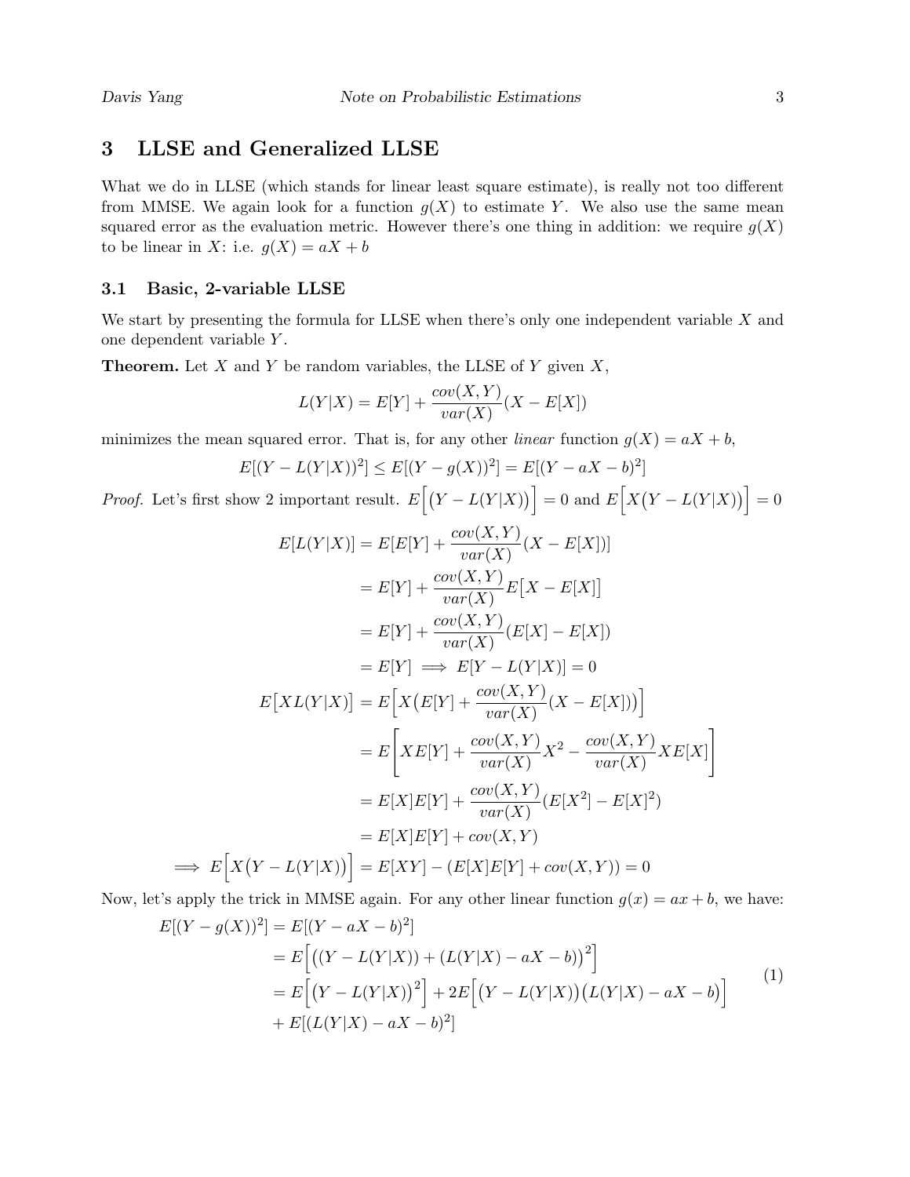## 3 LLSE and Generalized LLSE

What we do in LLSE (which stands for linear least square estimate), is really not too different from MMSE. We again look for a function $g(X)$ to estimate $Y$. We also use the same mean squared error as the evaluation metric. However there's one thing in addition: we require $g(X)$ to be linear in $X$: i.e. $g(X) = aX + b$

### 3.1 Basic, 2-variable LLSE

We start by presenting the formula for LLSE when there's only one independent variable $X$ and one dependent variable $Y$.

**Theorem.** Let $X$ and $Y$ be random variables, the LLSE of $Y$ given $X$,

$$L(Y|X) = E[Y] + \frac{cov(X,Y)}{var(X)}(X - E[X])$$

minimizes the mean squared error. That is, for any other *linear* function $g(X) = aX + b$,

$$E[(Y - L(Y|X))^2] \leq E[(Y - g(X))^2] = E[(Y - aX - b)^2]$$

*Proof.* Let's first show 2 important result. $E\Big[\big(Y - L(Y|X)\big)\Big] = 0$ and $E\Big[X\big(Y - L(Y|X)\big)\Big] = 0$

$$\begin{aligned}
E[L(Y|X)] &= E[E[Y] + \frac{cov(X,Y)}{var(X)}(X - E[X])] \\
&= E[Y] + \frac{cov(X,Y)}{var(X)}E\big[X - E[X]\big] \\
&= E[Y] + \frac{cov(X,Y)}{var(X)}(E[X] - E[X]) \\
&= E[Y] \implies E[Y - L(Y|X)] = 0 \\
E\big[XL(Y|X)\big] &= E\Big[X\big(E[Y] + \frac{cov(X,Y)}{var(X)}(X - E[X])\big)\Big] \\
&= E\left[XE[Y] + \frac{cov(X,Y)}{var(X)}X^2 - \frac{cov(X,Y)}{var(X)}XE[X]\right] \\
&= E[X]E[Y] + \frac{cov(X,Y)}{var(X)}(E[X^2] - E[X]^2) \\
&= E[X]E[Y] + cov(X,Y) \\
\implies E\Big[X\big(Y - L(Y|X)\big)\Big] &= E[XY] - (E[X]E[Y] + cov(X,Y)) = 0
\end{aligned}$$

Now, let's apply the trick in MMSE again. For any other linear function $g(x) = ax + b$, we have:

$$\begin{aligned}
E[(Y - g(X))^2] &= E[(Y - aX - b)^2] \\
&= E\Big[\big((Y - L(Y|X)) + (L(Y|X) - aX - b)\big)^2\Big] \\
&= E\Big[\big(Y - L(Y|X)\big)^2\Big] + 2E\Big[\big(Y - L(Y|X)\big)\big(L(Y|X) - aX - b\big)\Big] \\
&\quad + E[(L(Y|X) - aX - b)^2]
\end{aligned} \tag{1}$$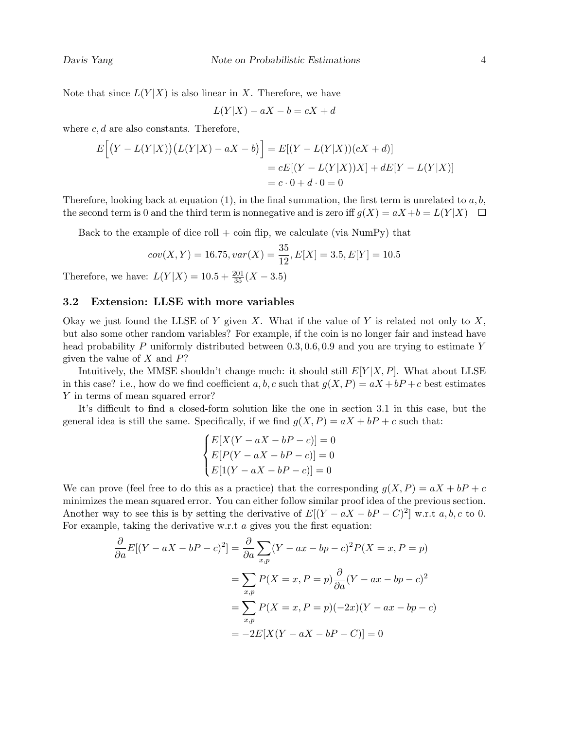Note that since $L(Y|X)$ is also linear in $X$. Therefore, we have

$$L(Y|X) - aX - b = cX + d$$

where $c, d$ are also constants. Therefore,

$$\begin{aligned}
E\Big[\big(Y - L(Y|X)\big)\big(L(Y|X) - aX - b\big)\Big] &= E[(Y - L(Y|X))(cX + d)] \\
&= cE[(Y - L(Y|X))X] + dE[Y - L(Y|X)] \\
&= c \cdot 0 + d \cdot 0 = 0
\end{aligned}$$

Therefore, looking back at equation (1), in the final summation, the first term is unrelated to $a, b$, the second term is 0 and the third term is nonnegative and is zero iff $g(X) = aX + b = L(Y|X)$ $\square$

Back to the example of dice roll + coin flip, we calculate (via NumPy) that

$$cov(X, Y) = 16.75, var(X) = \frac{35}{12}, E[X] = 3.5, E[Y] = 10.5$$

Therefore, we have: $L(Y|X) = 10.5 + \frac{201}{35}(X - 3.5)$

### 3.2 Extension: LLSE with more variables

Okay we just found the LLSE of $Y$ given $X$. What if the value of $Y$ is related not only to $X$, but also some other random variables? For example, if the coin is no longer fair and instead have head probability $P$ uniformly distributed between $0.3, 0.6, 0.9$ and you are trying to estimate $Y$ given the value of $X$ and $P$?

Intuitively, the MMSE shouldn't change much: it should still $E[Y|X, P]$. What about LLSE in this case? i.e., how do we find coefficient $a, b, c$ such that $g(X, P) = aX + bP + c$ best estimates $Y$ in terms of mean squared error?

It's difficult to find a closed-form solution like the one in section 3.1 in this case, but the general idea is still the same. Specifically, if we find $g(X, P) = aX + bP + c$ such that:

$$\begin{cases}
E[X(Y - aX - bP - c)] = 0 \\
E[P(Y - aX - bP - c)] = 0 \\
E[1(Y - aX - bP - c)] = 0
\end{cases}$$

We can prove (feel free to do this as a practice) that the corresponding $g(X, P) = aX + bP + c$ minimizes the mean squared error. You can either follow similar proof idea of the previous section. Another way to see this is by setting the derivative of $E[(Y - aX - bP - C)^2]$ w.r.t $a, b, c$ to 0. For example, taking the derivative w.r.t $a$ gives you the first equation:

$$\begin{aligned}
\frac{\partial}{\partial a} E[(Y - aX - bP - c)^2] &= \frac{\partial}{\partial a} \sum_{x,p} (Y - ax - bp - c)^2 P(X = x, P = p) \\
&= \sum_{x,p} P(X = x, P = p) \frac{\partial}{\partial a} (Y - ax - bp - c)^2 \\
&= \sum_{x,p} P(X = x, P = p)(-2x)(Y - ax - bp - c) \\
&= -2E[X(Y - aX - bP - C)] = 0
\end{aligned}$$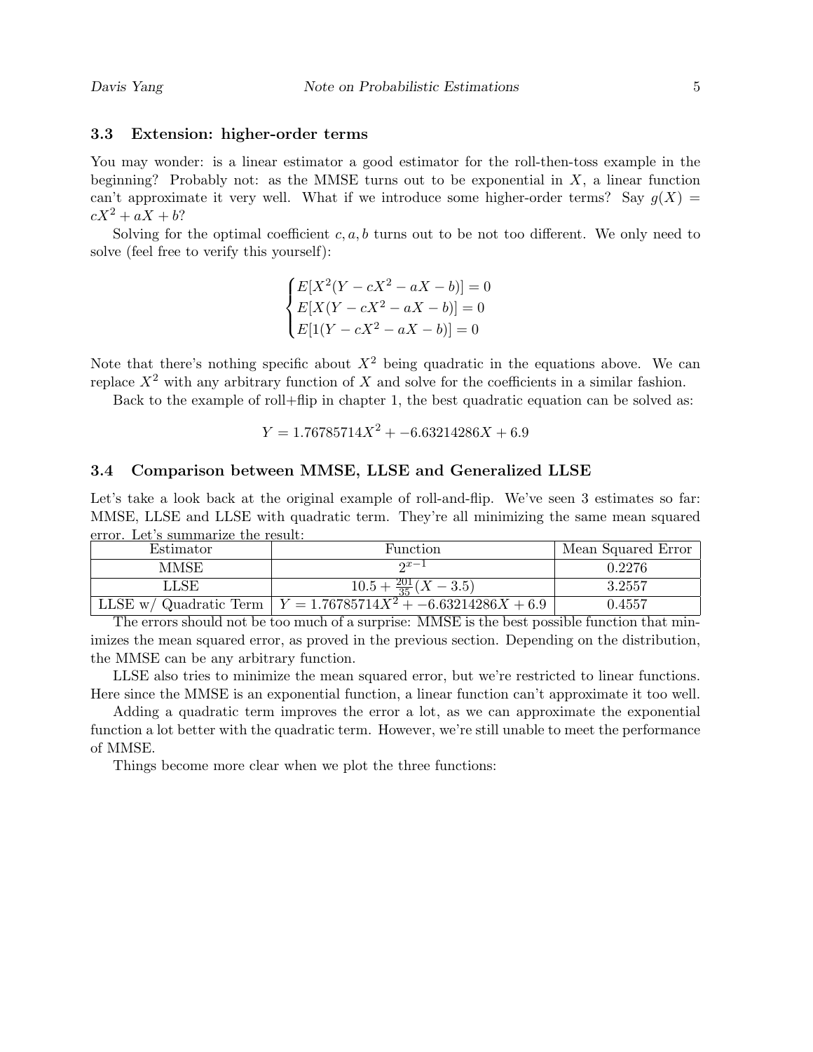### 3.3 Extension: higher-order terms

You may wonder: is a linear estimator a good estimator for the roll-then-toss example in the beginning? Probably not: as the MMSE turns out to be exponential in $X$, a linear function can't approximate it very well. What if we introduce some higher-order terms? Say $g(X) = cX^2 + aX + b$?

Solving for the optimal coefficient $c, a, b$ turns out to be not too different. We only need to solve (feel free to verify this yourself):

$$\begin{cases} E[X^2(Y - cX^2 - aX - b)] = 0 \\ E[X(Y - cX^2 - aX - b)] = 0 \\ E[1(Y - cX^2 - aX - b)] = 0 \end{cases}$$

Note that there's nothing specific about $X^2$ being quadratic in the equations above. We can replace $X^2$ with any arbitrary function of $X$ and solve for the coefficients in a similar fashion.

Back to the example of roll+flip in chapter 1, the best quadratic equation can be solved as:

$$Y = 1.76785714X^2 + -6.63214286X + 6.9$$

### 3.4 Comparison between MMSE, LLSE and Generalized LLSE

Let's take a look back at the original example of roll-and-flip. We've seen 3 estimates so far: MMSE, LLSE and LLSE with quadratic term. They're all minimizing the same mean squared error. Let's summarize the result:

| Estimator | Function | Mean Squared Error |
|---|---|---|
| MMSE | $2^{x-1}$ | 0.2276 |
| LLSE | $10.5 + \frac{201}{35}(X - 3.5)$ | 3.2557 |
| LLSE w/ Quadratic Term | $Y = 1.76785714X^2 + -6.63214286X + 6.9$ | 0.4557 |

The errors should not be too much of a surprise: MMSE is the best possible function that minimizes the mean squared error, as proved in the previous section. Depending on the distribution, the MMSE can be any arbitrary function.

LLSE also tries to minimize the mean squared error, but we're restricted to linear functions. Here since the MMSE is an exponential function, a linear function can't approximate it too well.

Adding a quadratic term improves the error a lot, as we can approximate the exponential function a lot better with the quadratic term. However, we're still unable to meet the performance of MMSE.

Things become more clear when we plot the three functions: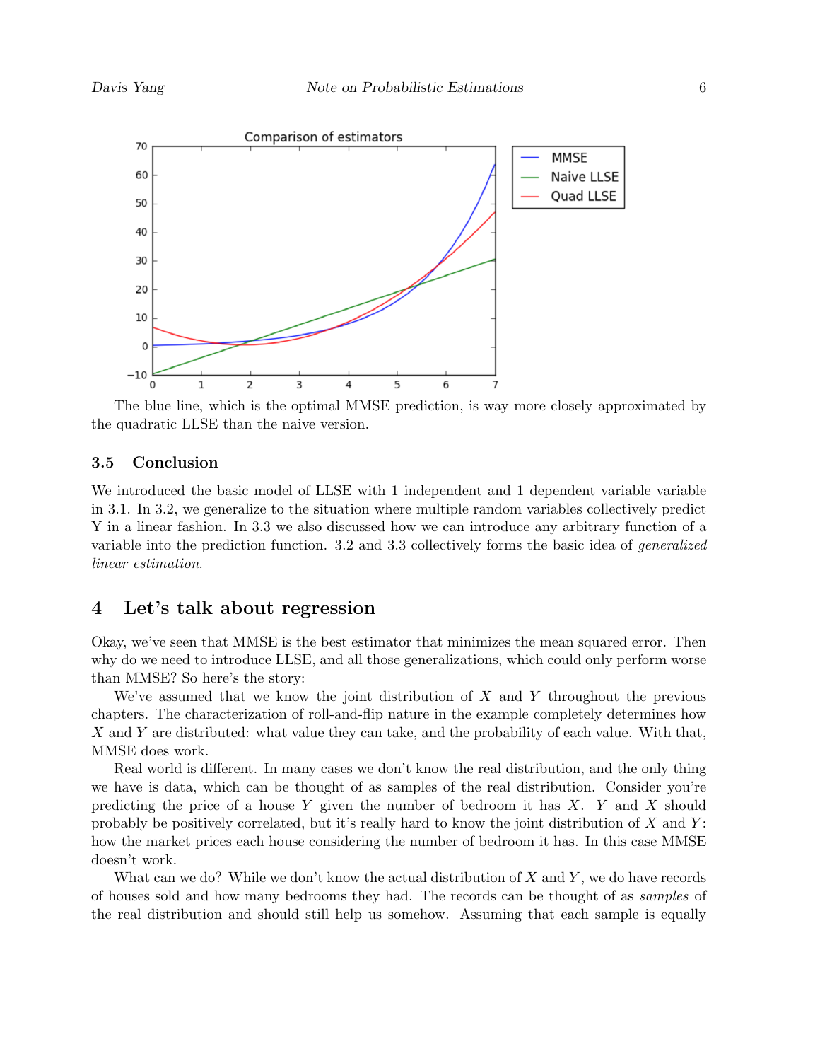The blue line, which is the optimal MMSE prediction, is way more closely approximated by the quadratic LLSE than the naive version.

### 3.5 Conclusion

We introduced the basic model of LLSE with 1 independent and 1 dependent variable variable in 3.1. In 3.2, we generalize to the situation where multiple random variables collectively predict Y in a linear fashion. In 3.3 we also discussed how we can introduce any arbitrary function of a variable into the prediction function. 3.2 and 3.3 collectively forms the basic idea of *generalized linear estimation*.

## 4 Let's talk about regression

Okay, we've seen that MMSE is the best estimator that minimizes the mean squared error. Then why do we need to introduce LLSE, and all those generalizations, which could only perform worse than MMSE? So here's the story:

We've assumed that we know the joint distribution of $X$ and $Y$ throughout the previous chapters. The characterization of roll-and-flip nature in the example completely determines how $X$ and $Y$ are distributed: what value they can take, and the probability of each value. With that, MMSE does work.

Real world is different. In many cases we don't know the real distribution, and the only thing we have is data, which can be thought of as samples of the real distribution. Consider you're predicting the price of a house $Y$ given the number of bedroom it has $X$. $Y$ and $X$ should probably be positively correlated, but it's really hard to know the joint distribution of $X$ and $Y$: how the market prices each house considering the number of bedroom it has. In this case MMSE doesn't work.

What can we do? While we don't know the actual distribution of $X$ and $Y$, we do have records of houses sold and how many bedrooms they had. The records can be thought of as *samples* of the real distribution and should still help us somehow. Assuming that each sample is equally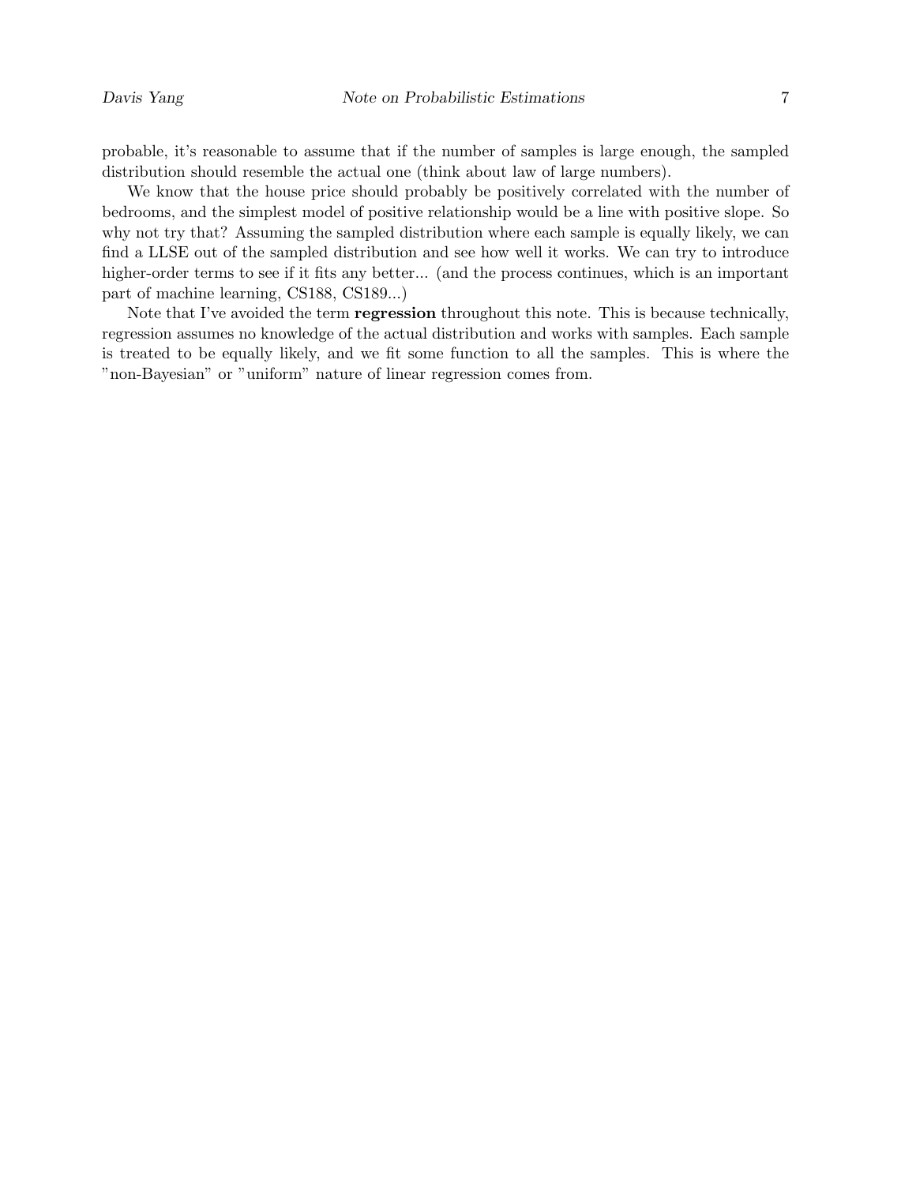probable, it's reasonable to assume that if the number of samples is large enough, the sampled distribution should resemble the actual one (think about law of large numbers).

We know that the house price should probably be positively correlated with the number of bedrooms, and the simplest model of positive relationship would be a line with positive slope. So why not try that? Assuming the sampled distribution where each sample is equally likely, we can find a LLSE out of the sampled distribution and see how well it works. We can try to introduce higher-order terms to see if it fits any better... (and the process continues, which is an important part of machine learning, CS188, CS189...)

Note that I've avoided the term **regression** throughout this note. This is because technically, regression assumes no knowledge of the actual distribution and works with samples. Each sample is treated to be equally likely, and we fit some function to all the samples. This is where the "non-Bayesian" or "uniform" nature of linear regression comes from.